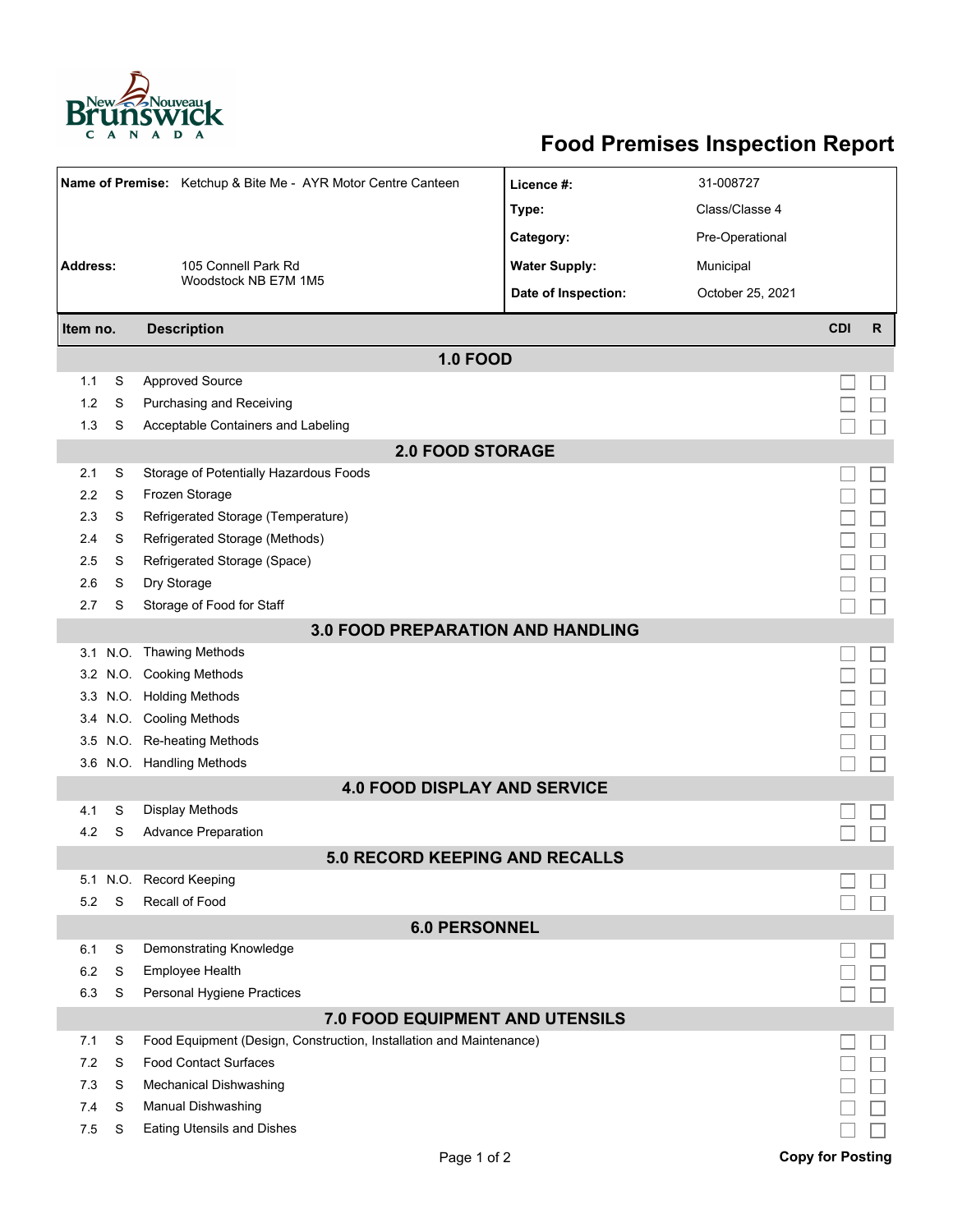New Brunswick Nouveau-Brunswick CANADA

# Food Premises Inspection Report

| | | | |
|---|---|---|---|
| **Name of Premise:** | Ketchup & Bite Me - AYR Motor Centre Canteen | **Licence #:** | 31-008727 |
| | | **Type:** | Class/Classe 4 |
| | | **Category:** | Pre-Operational |
| **Address:** | 105 Connell Park Rd<br>Woodstock NB E7M 1M5 | **Water Supply:** | Municipal |
| | | **Date of Inspection:** | October 25, 2021 |

| Item no. | | Description | CDI | R |
|---|---|---|---|---|
| | | **1.0 FOOD** | | |
| 1.1 | S | Approved Source | ☐ | ☐ |
| 1.2 | S | Purchasing and Receiving | ☐ | ☐ |
| 1.3 | S | Acceptable Containers and Labeling | ☐ | ☐ |
| | | **2.0 FOOD STORAGE** | | |
| 2.1 | S | Storage of Potentially Hazardous Foods | ☐ | ☐ |
| 2.2 | S | Frozen Storage | ☐ | ☐ |
| 2.3 | S | Refrigerated Storage (Temperature) | ☐ | ☐ |
| 2.4 | S | Refrigerated Storage (Methods) | ☐ | ☐ |
| 2.5 | S | Refrigerated Storage (Space) | ☐ | ☐ |
| 2.6 | S | Dry Storage | ☐ | ☐ |
| 2.7 | S | Storage of Food for Staff | ☐ | ☐ |
| | | **3.0 FOOD PREPARATION AND HANDLING** | | |
| 3.1 | N.O. | Thawing Methods | ☐ | ☐ |
| 3.2 | N.O. | Cooking Methods | ☐ | ☐ |
| 3.3 | N.O. | Holding Methods | ☐ | ☐ |
| 3.4 | N.O. | Cooling Methods | ☐ | ☐ |
| 3.5 | N.O. | Re-heating Methods | ☐ | ☐ |
| 3.6 | N.O. | Handling Methods | ☐ | ☐ |
| | | **4.0 FOOD DISPLAY AND SERVICE** | | |
| 4.1 | S | Display Methods | ☐ | ☐ |
| 4.2 | S | Advance Preparation | ☐ | ☐ |
| | | **5.0 RECORD KEEPING AND RECALLS** | | |
| 5.1 | N.O. | Record Keeping | ☐ | ☐ |
| 5.2 | S | Recall of Food | ☐ | ☐ |
| | | **6.0 PERSONNEL** | | |
| 6.1 | S | Demonstrating Knowledge | ☐ | ☐ |
| 6.2 | S | Employee Health | ☐ | ☐ |
| 6.3 | S | Personal Hygiene Practices | ☐ | ☐ |
| | | **7.0 FOOD EQUIPMENT AND UTENSILS** | | |
| 7.1 | S | Food Equipment (Design, Construction, Installation and Maintenance) | ☐ | ☐ |
| 7.2 | S | Food Contact Surfaces | ☐ | ☐ |
| 7.3 | S | Mechanical Dishwashing | ☐ | ☐ |
| 7.4 | S | Manual Dishwashing | ☐ | ☐ |
| 7.5 | S | Eating Utensils and Dishes | ☐ | ☐ |

**Copy for Posting**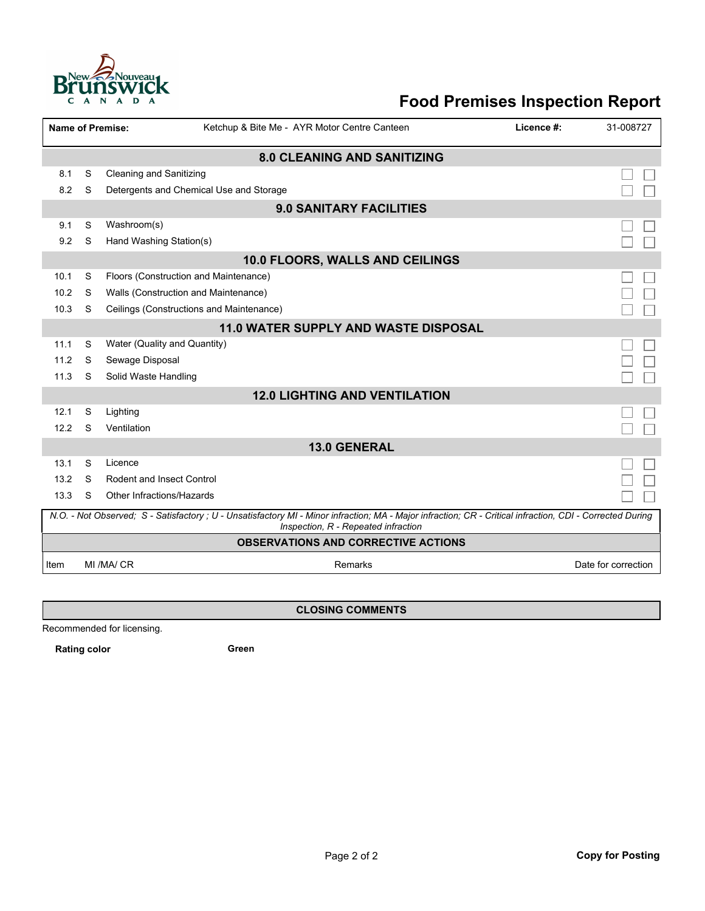# Food Premises Inspection Report

| **Name of Premise:** | Ketchup & Bite Me - AYR Motor Centre Canteen | **Licence #:** | 31-008727 |
|---|---|---|---|

## 8.0 CLEANING AND SANITIZING

| | | | | |
|---|---|---|---|---|
| 8.1 | S | Cleaning and Sanitizing | ☐ | ☐ |
| 8.2 | S | Detergents and Chemical Use and Storage | ☐ | ☐ |

## 9.0 SANITARY FACILITIES

| | | | | |
|---|---|---|---|---|
| 9.1 | S | Washroom(s) | ☐ | ☐ |
| 9.2 | S | Hand Washing Station(s) | ☐ | ☐ |

## 10.0 FLOORS, WALLS AND CEILINGS

| | | | | |
|---|---|---|---|---|
| 10.1 | S | Floors (Construction and Maintenance) | ☐ | ☐ |
| 10.2 | S | Walls (Construction and Maintenance) | ☐ | ☐ |
| 10.3 | S | Ceilings (Constructions and Maintenance) | ☐ | ☐ |

## 11.0 WATER SUPPLY AND WASTE DISPOSAL

| | | | | |
|---|---|---|---|---|
| 11.1 | S | Water (Quality and Quantity) | ☐ | ☐ |
| 11.2 | S | Sewage Disposal | ☐ | ☐ |
| 11.3 | S | Solid Waste Handling | ☐ | ☐ |

## 12.0 LIGHTING AND VENTILATION

| | | | | |
|---|---|---|---|---|
| 12.1 | S | Lighting | ☐ | ☐ |
| 12.2 | S | Ventilation | ☐ | ☐ |

## 13.0 GENERAL

| | | | | |
|---|---|---|---|---|
| 13.1 | S | Licence | ☐ | ☐ |
| 13.2 | S | Rodent and Insect Control | ☐ | ☐ |
| 13.3 | S | Other Infractions/Hazards | ☐ | ☐ |

*N.O. - Not Observed; S - Satisfactory ; U - Unsatisfactory MI - Minor infraction; MA - Major infraction; CR - Critical infraction, CDI - Corrected During Inspection, R - Repeated infraction*

## OBSERVATIONS AND CORRECTIVE ACTIONS

| Item | MI /MA/ CR | Remarks | Date for correction |
|---|---|---|---|

## CLOSING COMMENTS

Recommended for licensing.

**Rating color** **Green**

**Copy for Posting**